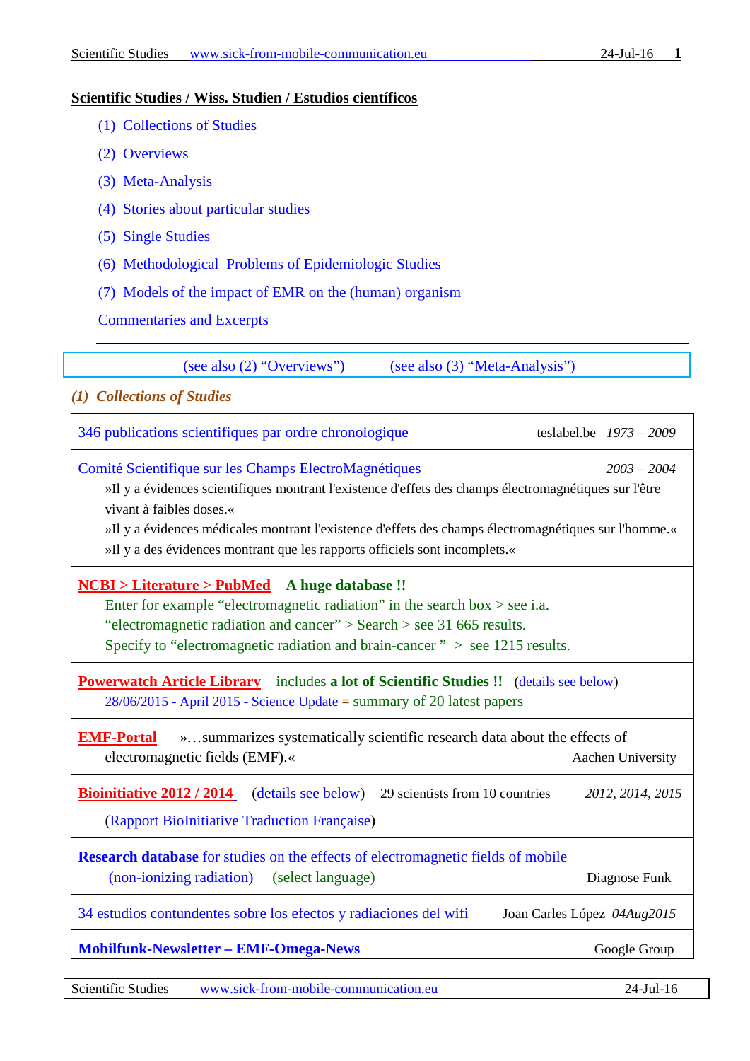## Scientific Studies / Wiss. Studien / Estudios científicos

(1) Collections of Studies

(2) Overviews

(3) Meta-Analysis

(4) Stories about particular studies

(5) Single Studies

(6) Methodological Problems of Epidemiologic Studies

(7) Models of the impact of EMR on the (human) organism

Commentaries and Excerpts

---

(see also (2) "Overviews") (see also (3) "Meta-Analysis")

### *(1) Collections of Studies*

| | |
|---|---|
| 346 publications scientifiques par ordre chronologique | teslabel.be *1973 – 2009* |
| Comité Scientifique sur les Champs ElectroMagnétiques <br> »Il y a évidences scientifiques montrant l'existence d'effets des champs électromagnétiques sur l'être vivant à faibles doses.« <br> »Il y a évidences médicales montrant l'existence d'effets des champs électromagnétiques sur l'homme.« <br> »Il y a des évidences montrant que les rapports officiels sont incomplets.« | *2003 – 2004* |
| **NCBI > Literature > PubMed** **A huge database !!** <br> Enter for example "electromagnetic radiation" in the search box > see i.a. "electromagnetic radiation and cancer" > Search > see 31 665 results. <br> Specify to "electromagnetic radiation and brain-cancer " > see 1215 results. | |
| **Powerwatch Article Library** includes **a lot of Scientific Studies !!** (details see below) <br> 28/06/2015 - April 2015 - Science Update = summary of 20 latest papers | |
| **EMF-Portal** »…summarizes systematically scientific research data about the effects of electromagnetic fields (EMF).« | Aachen University |
| **Bioinitiative 2012 / 2014** (details see below) 29 scientists from 10 countries <br> (Rapport BioInitiative Traduction Française) | *2012, 2014, 2015* |
| **Research database** for studies on the effects of electromagnetic fields of mobile (non-ionizing radiation) (select language) | Diagnose Funk |
| 34 estudios contundentes sobre los efectos y radiaciones del wifi | Joan Carles López *04Aug2015* |
| **Mobilfunk-Newsletter – EMF-Omega-News** | Google Group |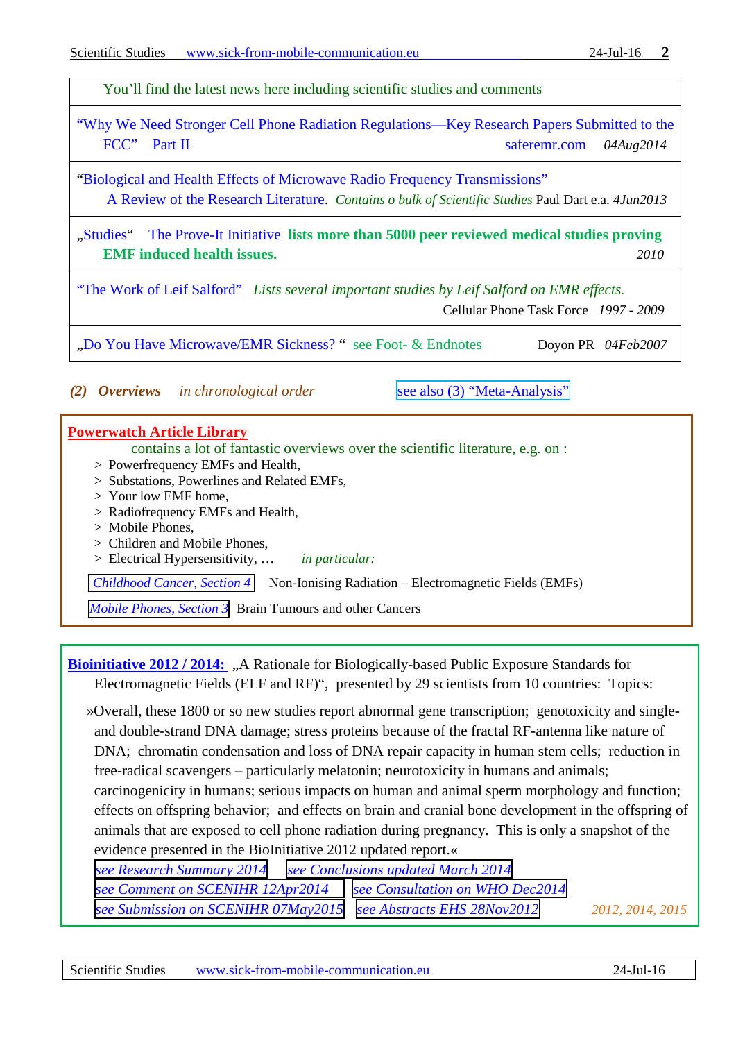| You'll find the latest news here including scientific studies and comments |
|---|
| "Why We Need Stronger Cell Phone Radiation Regulations—Key Research Papers Submitted to the FCC" Part II saferemr.com *04Aug2014* |
| "Biological and Health Effects of Microwave Radio Frequency Transmissions" A Review of the Research Literature. *Contains o bulk of Scientific Studies* Paul Dart e.a. *4Jun2013* |
| „Studies" The Prove-It Initiative **lists more than 5000 peer reviewed medical studies proving EMF induced health issues.** *2010* |
| "The Work of Leif Salford" *Lists several important studies by Leif Salford on EMR effects.* Cellular Phone Task Force *1997 - 2009* |
| „Do You Have Microwave/EMR Sickness? " see Foot- & Endnotes Doyon PR *04Feb2007* |

***(2) Overviews*** *in chronological order* see also (3) "Meta-Analysis"

**Powerwatch Article Library**

contains a lot of fantastic overviews over the scientific literature, e.g. on :

> Powerfrequency EMFs and Health,
> Substations, Powerlines and Related EMFs,
> Your low EMF home,
> Radiofrequency EMFs and Health,
> Mobile Phones,
> Children and Mobile Phones,
> Electrical Hypersensitivity, … *in particular:*

*Childhood Cancer, Section 4* Non-Ionising Radiation – Electromagnetic Fields (EMFs)

*Mobile Phones, Section 3* Brain Tumours and other Cancers

**Bioinitiative 2012 / 2014:** „A Rationale for Biologically-based Public Exposure Standards for Electromagnetic Fields (ELF and RF)", presented by 29 scientists from 10 countries: Topics:

»Overall, these 1800 or so new studies report abnormal gene transcription; genotoxicity and single- and double-strand DNA damage; stress proteins because of the fractal RF-antenna like nature of DNA; chromatin condensation and loss of DNA repair capacity in human stem cells; reduction in free-radical scavengers – particularly melatonin; neurotoxicity in humans and animals; carcinogenicity in humans; serious impacts on human and animal sperm morphology and function; effects on offspring behavior; and effects on brain and cranial bone development in the offspring of animals that are exposed to cell phone radiation during pregnancy. This is only a snapshot of the evidence presented in the BioInitiative 2012 updated report.«

*see Research Summary 2014* *see Conclusions updated March 2014*
*see Comment on SCENIHR 12Apr2014* *see Consultation on WHO Dec2014*
*see Submission on SCENIHR 07May2015* *see Abstracts EHS 28Nov2012* *2012, 2014, 2015*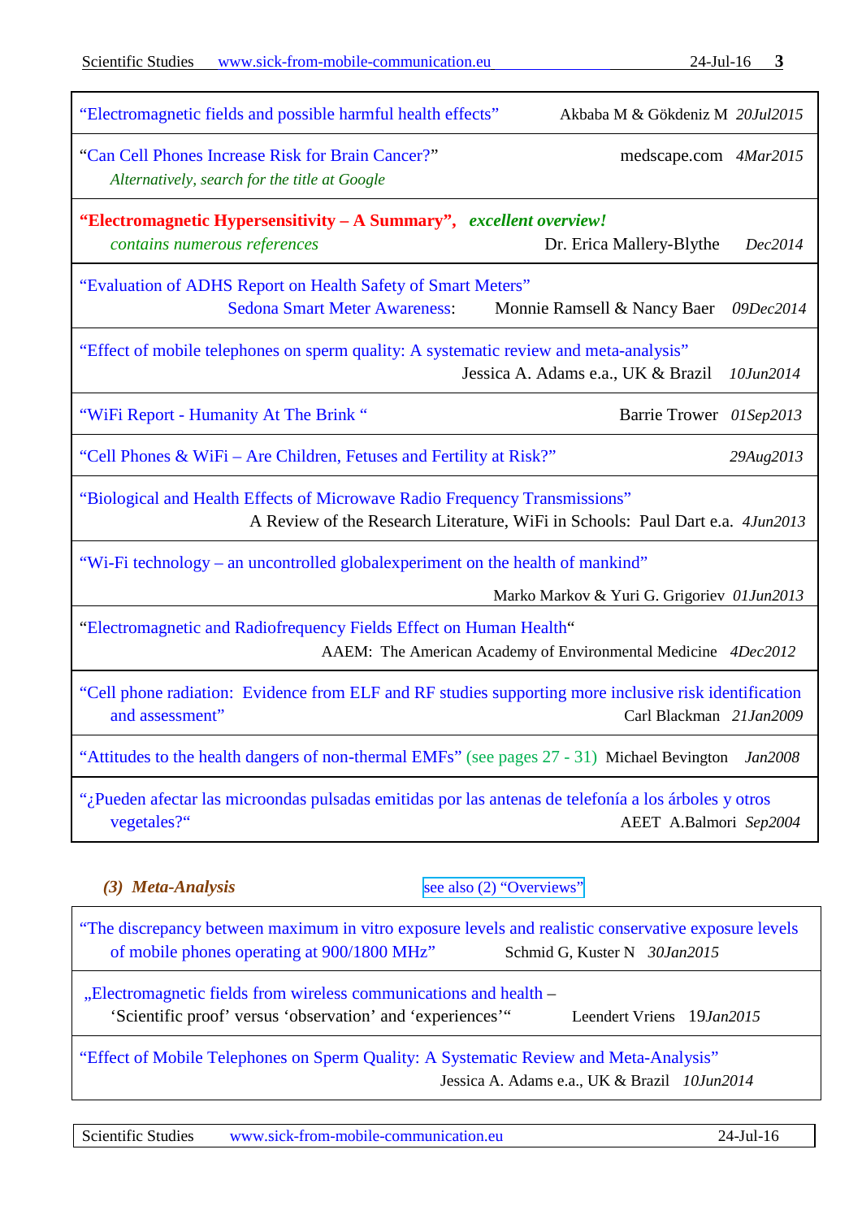| | |
|---|---|
| "Electromagnetic fields and possible harmful health effects" | Akbaba M & Gökdeniz M *20Jul2015* |
| "Can Cell Phones Increase Risk for Brain Cancer?" *Alternatively, search for the title at Google* | medscape.com *4Mar2015* |
| **"Electromagnetic Hypersensitivity – A Summary"**, ***excellent overview!*** *contains numerous references* | Dr. Erica Mallery-Blythe *Dec2014* |
| "Evaluation of ADHS Report on Health Safety of Smart Meters" Sedona Smart Meter Awareness: | Monnie Ramsell & Nancy Baer *09Dec2014* |
| "Effect of mobile telephones on sperm quality: A systematic review and meta-analysis" | Jessica A. Adams e.a., UK & Brazil *10Jun2014* |
| "WiFi Report - Humanity At The Brink " | Barrie Trower *01Sep2013* |
| "Cell Phones & WiFi – Are Children, Fetuses and Fertility at Risk?" | *29Aug2013* |
| "Biological and Health Effects of Microwave Radio Frequency Transmissions" A Review of the Research Literature, WiFi in Schools: | Paul Dart e.a. *4Jun2013* |
| "Wi-Fi technology – an uncontrolled globalexperiment on the health of mankind" | Marko Markov & Yuri G. Grigoriev *01Jun2013* |
| "Electromagnetic and Radiofrequency Fields Effect on Human Health" | AAEM: The American Academy of Environmental Medicine *4Dec2012* |
| "Cell phone radiation: Evidence from ELF and RF studies supporting more inclusive risk identification and assessment" | Carl Blackman *21Jan2009* |
| "Attitudes to the health dangers of non-thermal EMFs" (see pages 27 - 31) | Michael Bevington *Jan2008* |
| "¿Pueden afectar las microondas pulsadas emitidas por las antenas de telefonía a los árboles y otros vegetales?" | AEET A.Balmori *Sep2004* |

### *(3) Meta-Analysis*

see also (2) "Overviews"

| | |
|---|---|
| "The discrepancy between maximum in vitro exposure levels and realistic conservative exposure levels of mobile phones operating at 900/1800 MHz" | Schmid G, Kuster N *30Jan2015* |
| „Electromagnetic fields from wireless communications and health – 'Scientific proof' versus 'observation' and 'experiences'" | Leendert Vriens 19*Jan2015* |
| "Effect of Mobile Telephones on Sperm Quality: A Systematic Review and Meta-Analysis" | Jessica A. Adams e.a., UK & Brazil *10Jun2014* |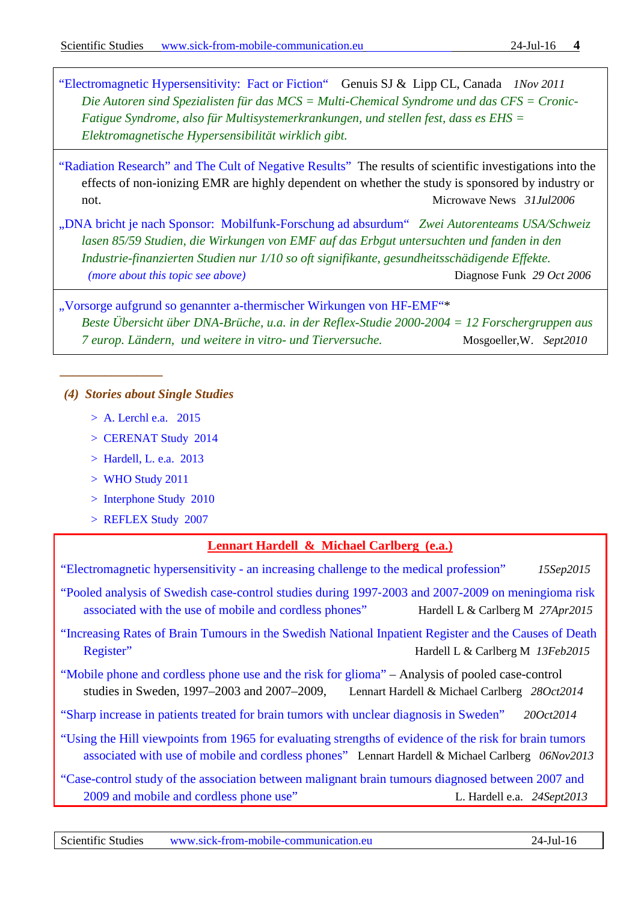"Electromagnetic Hypersensitivity: Fact or Fiction" Genuis SJ & Lipp CL, Canada *1Nov 2011*
*Die Autoren sind Spezialisten für das MCS = Multi-Chemical Syndrome und das CFS = Cronic-Fatigue Syndrome, also für Multisystemerkrankungen, und stellen fest, dass es EHS = Elektromagnetische Hypersensibilität wirklich gibt.*

---

"Radiation Research" and The Cult of Negative Results" The results of scientific investigations into the effects of non-ionizing EMR are highly dependent on whether the study is sponsored by industry or not. Microwave News *31Jul2006*

„DNA bricht je nach Sponsor: Mobilfunk-Forschung ad absurdum" *Zwei Autorenteams USA/Schweiz lasen 85/59 Studien, die Wirkungen von EMF auf das Erbgut untersuchten und fanden in den Industrie-finanzierten Studien nur 1/10 so oft signifikante, gesundheitsschädigende Effekte.*
*(more about this topic see above)* Diagnose Funk *29 Oct 2006*

---

„Vorsorge aufgrund so genannter a-thermischer Wirkungen von HF-EMF"*
*Beste Übersicht über DNA-Brüche, u.a. in der Reflex-Studie 2000-2004 = 12 Forschergruppen aus 7 europ. Ländern, und weitere in vitro- und Tierversuche.* Mosgoeller,W. *Sept2010*

---

### *(4) Stories about Single Studies*

- > A. Lerchl e.a. 2015
- > CERENAT Study 2014
- > Hardell, L. e.a. 2013
- > WHO Study 2011
- > Interphone Study 2010
- > REFLEX Study 2007

**Lennart Hardell & Michael Carlberg (e.a.)**

"Electromagnetic hypersensitivity - an increasing challenge to the medical profession" *15Sep2015*

"Pooled analysis of Swedish case-control studies during 1997-2003 and 2007-2009 on meningioma risk associated with the use of mobile and cordless phones" Hardell L & Carlberg M *27Apr2015*

"Increasing Rates of Brain Tumours in the Swedish National Inpatient Register and the Causes of Death Register" Hardell L & Carlberg M *13Feb2015*

"Mobile phone and cordless phone use and the risk for glioma" – Analysis of pooled case-control studies in Sweden, 1997–2003 and 2007–2009, Lennart Hardell & Michael Carlberg *28Oct2014*

"Sharp increase in patients treated for brain tumors with unclear diagnosis in Sweden" *20Oct2014*

"Using the Hill viewpoints from 1965 for evaluating strengths of evidence of the risk for brain tumors associated with use of mobile and cordless phones" Lennart Hardell & Michael Carlberg *06Nov2013*

"Case-control study of the association between malignant brain tumours diagnosed between 2007 and 2009 and mobile and cordless phone use" L. Hardell e.a. *24Sept2013*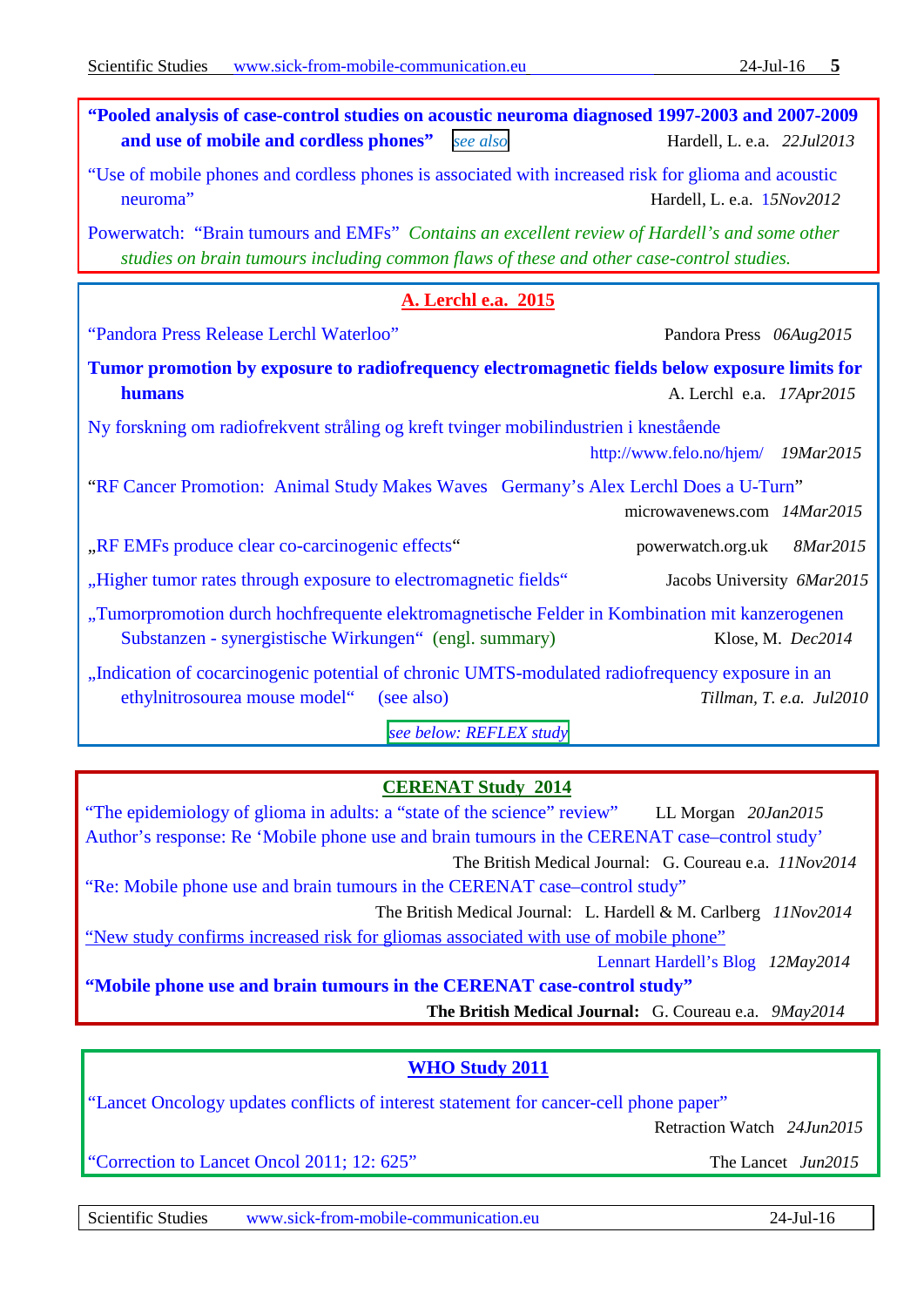**"Pooled analysis of case-control studies on acoustic neuroma diagnosed 1997-2003 and 2007-2009 and use of mobile and cordless phones"** *see also* Hardell, L. e.a. *22Jul2013*

"Use of mobile phones and cordless phones is associated with increased risk for glioma and acoustic neuroma" Hardell, L. e.a. *15Nov2012*

Powerwatch: "Brain tumours and EMFs" *Contains an excellent review of Hardell's and some other studies on brain tumours including common flaws of these and other case-control studies.*

## A. Lerchl e.a. 2015

"Pandora Press Release Lerchl Waterloo" Pandora Press *06Aug2015*

**Tumor promotion by exposure to radiofrequency electromagnetic fields below exposure limits for humans** A. Lerchl e.a. *17Apr2015*

Ny forskning om radiofrekvent stråling og kreft tvinger mobilindustrien i knestående http://www.felo.no/hjem/ *19Mar2015*

"RF Cancer Promotion: Animal Study Makes Waves Germany's Alex Lerchl Does a U-Turn" microwavenews.com *14Mar2015*

„RF EMFs produce clear co-carcinogenic effects" powerwatch.org.uk *8Mar2015*

„Higher tumor rates through exposure to electromagnetic fields" Jacobs University *6Mar2015*

„Tumorpromotion durch hochfrequente elektromagnetische Felder in Kombination mit kanzerogenen Substanzen - synergistische Wirkungen" (engl. summary) Klose, M. *Dec2014*

„Indication of cocarcinogenic potential of chronic UMTS-modulated radiofrequency exposure in an ethylnitrosourea mouse model" (see also) *Tillman, T. e.a. Jul2010*

*see below: REFLEX study*

## CERENAT Study 2014

"The epidemiology of glioma in adults: a "state of the science" review" LL Morgan *20Jan2015*

Author's response: Re 'Mobile phone use and brain tumours in the CERENAT case–control study' The British Medical Journal: G. Coureau e.a. *11Nov2014*

"Re: Mobile phone use and brain tumours in the CERENAT case–control study" The British Medical Journal: L. Hardell & M. Carlberg *11Nov2014*

"New study confirms increased risk for gliomas associated with use of mobile phone" Lennart Hardell's Blog *12May2014*

**"Mobile phone use and brain tumours in the CERENAT case-control study"** **The British Medical Journal:** G. Coureau e.a. *9May2014*

## WHO Study 2011

"Lancet Oncology updates conflicts of interest statement for cancer-cell phone paper" Retraction Watch *24Jun2015*

"Correction to Lancet Oncol 2011; 12: 625" The Lancet *Jun2015*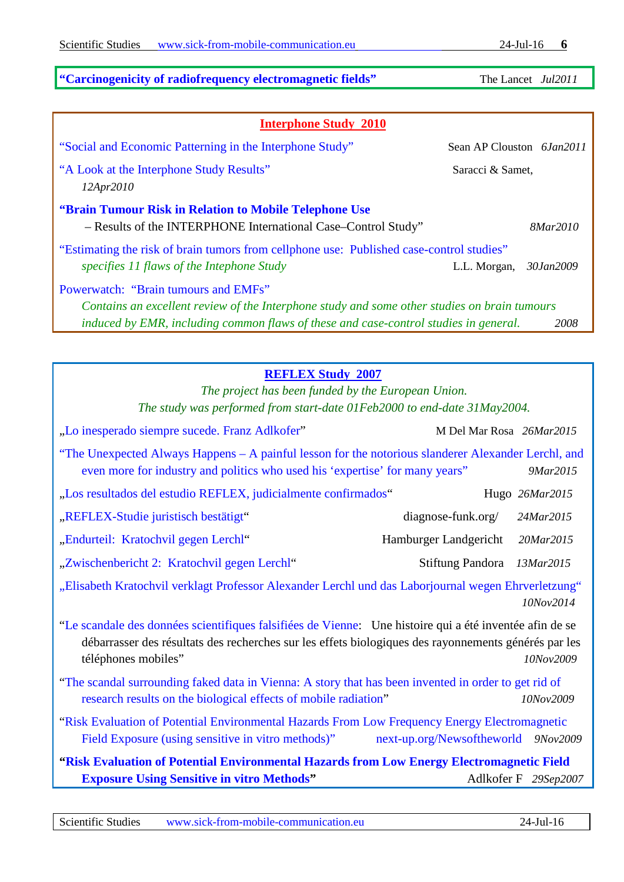**"Carcinogenicity of radiofrequency electromagnetic fields"** The Lancet *Jul2011*

## Interphone Study 2010

"Social and Economic Patterning in the Interphone Study" Sean AP Clouston *6Jan2011*

"A Look at the Interphone Study Results" Saracci & Samet, *12Apr2010*

**"Brain Tumour Risk in Relation to Mobile Telephone Use**
– Results of the INTERPHONE International Case–Control Study" *8Mar2010*

"Estimating the risk of brain tumors from cellphone use: Published case-control studies"
*specifies 11 flaws of the Intephone Study* L.L. Morgan, *30Jan2009*

Powerwatch: "Brain tumours and EMFs"
*Contains an excellent review of the Interphone study and some other studies on brain tumours induced by EMR, including common flaws of these and case-control studies in general.* *2008*

## REFLEX Study 2007

*The project has been funded by the European Union.*
*The study was performed from start-date 01Feb2000 to end-date 31May2004.*

„Lo inesperado siempre sucede. Franz Adlkofer" M Del Mar Rosa *26Mar2015*

"The Unexpected Always Happens – A painful lesson for the notorious slanderer Alexander Lerchl, and even more for industry and politics who used his 'expertise' for many years" *9Mar2015*

„Los resultados del estudio REFLEX, judicialmente confirmados" Hugo *26Mar2015*

„REFLEX-Studie juristisch bestätigt" diagnose-funk.org/ *24Mar2015*

„Endurteil: Kratochvil gegen Lerchl" Hamburger Landgericht *20Mar2015*

„Zwischenbericht 2: Kratochvil gegen Lerchl" Stiftung Pandora *13Mar2015*

„Elisabeth Kratochvil verklagt Professor Alexander Lerchl und das Laborjournal wegen Ehrverletzung" *10Nov2014*

"Le scandale des données scientifiques falsifiées de Vienne: Une histoire qui a été inventée afin de se débarrasser des résultats des recherches sur les effets biologiques des rayonnements générés par les téléphones mobiles" *10Nov2009*

"The scandal surrounding faked data in Vienna: A story that has been invented in order to get rid of research results on the biological effects of mobile radiation" *10Nov2009*

"Risk Evaluation of Potential Environmental Hazards From Low Frequency Energy Electromagnetic Field Exposure (using sensitive in vitro methods)" next-up.org/Newsoftheworld *9Nov2009*

**"Risk Evaluation of Potential Environmental Hazards from Low Energy Electromagnetic Field Exposure Using Sensitive in vitro Methods"** Adlkofer F *29Sep2007*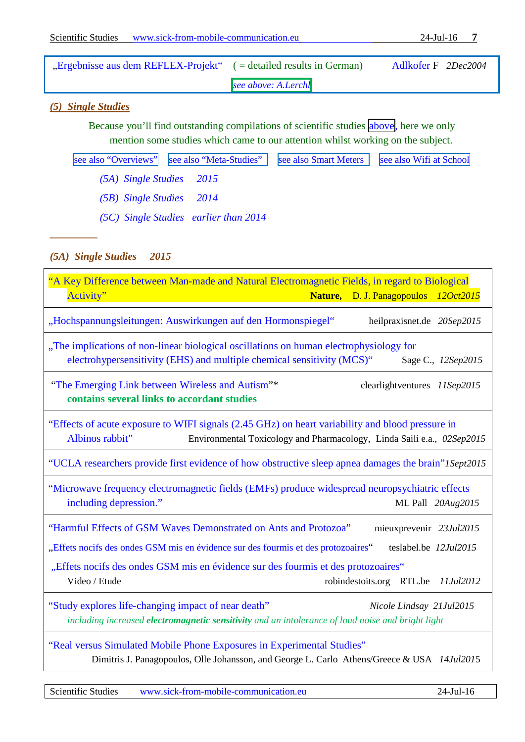| „Ergebnisse aus dem REFLEX-Projekt" ( = detailed results in German) | Adlkofer F *2Dec2004* |
|---|---|
| *see above: A.Lerchl* | |

## *(5) Single Studies*

Because you'll find outstanding compilations of scientific studies above, here we only mention some studies which came to our attention whilst working on the subject.

see also "Overviews" | see also "Meta-Studies" | see also Smart Meters | see also Wifi at School

*(5A) Single Studies 2015*

*(5B) Single Studies 2014*

*(5C) Single Studies earlier than 2014*

---

### *(5A) Single Studies 2015*

| Study | Source / Date |
|---|---|
| "A Key Difference between Man-made and Natural Electromagnetic Fields, in regard to Biological Activity" | **Nature,** D. J. Panagopoulos *12Oct2015* |
| „Hochspannungsleitungen: Auswirkungen auf den Hormonspiegel" | heilpraxisnet.de *20Sep2015* |
| „The implications of non-linear biological oscillations on human electrophysiology for electrohypersensitivity (EHS) and multiple chemical sensitivity (MCS)" | Sage C., *12Sep2015* |
| "The Emerging Link between Wireless and Autism"* **contains several links to accordant studies** | clearlightventures *11Sep2015* |
| "Effects of acute exposure to WIFI signals (2.45 GHz) on heart variability and blood pressure in Albinos rabbit" | Environmental Toxicology and Pharmacology, Linda Saili e.a., *02Sep2015* |
| "UCLA researchers provide first evidence of how obstructive sleep apnea damages the brain" | *1Sept2015* |
| "Microwave frequency electromagnetic fields (EMFs) produce widespread neuropsychiatric effects including depression." | ML Pall *20Aug2015* |
| "Harmful Effects of GSM Waves Demonstrated on Ants and Protozoa" <br> „Effets nocifs des ondes GSM mis en évidence sur des fourmis et des protozoaires" <br> „Effets nocifs des ondes GSM mis en évidence sur des fourmis et des protozoaires" Video / Etude | mieuxprevenir *23Jul2015* <br> teslabel.be *12Jul2015* <br> robindestoits.org RTL.be *11Jul2012* |
| "Study explores life-changing impact of near death" *including increased **electromagnetic sensitivity** and an intolerance of loud noise and bright light* | *Nicole Lindsay 21Jul2015* |
| "Real versus Simulated Mobile Phone Exposures in Experimental Studies" | Dimitris J. Panagopoulos, Olle Johansson, and George L. Carlo Athens/Greece & USA *14Jul2015* |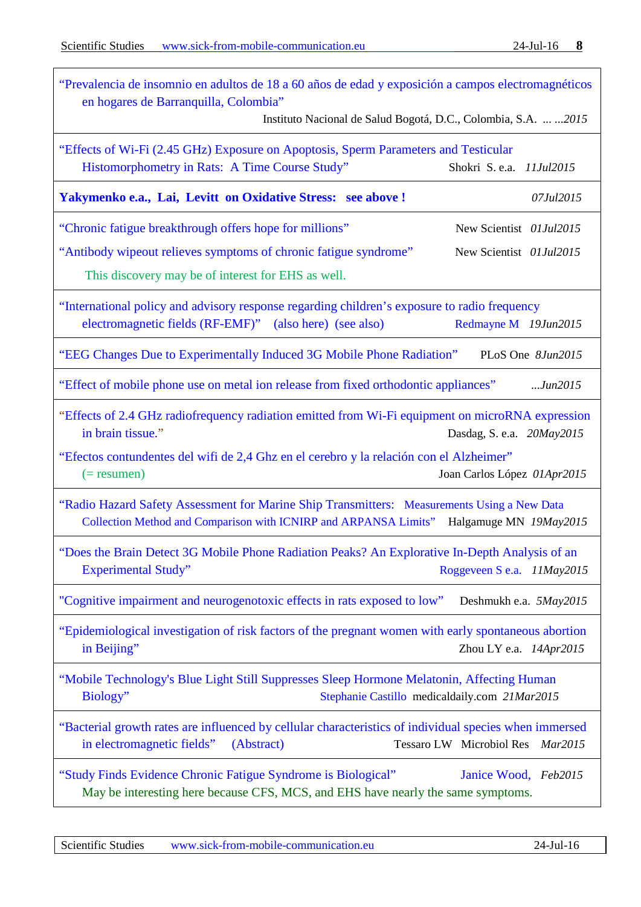“Prevalencia de insomnio en adultos de 18 a 60 años de edad y exposición a campos electromagnéticos en hogares de Barranquilla, Colombia”
Instituto Nacional de Salud Bogotá, D.C., Colombia, S.A. ... *...2015*

---

“Effects of Wi-Fi (2.45 GHz) Exposure on Apoptosis, Sperm Parameters and Testicular Histomorphometry in Rats: A Time Course Study” Shokri S. e.a. *11Jul2015*

---

**Yakymenko e.a., Lai, Levitt on Oxidative Stress: see above !** *07Jul2015*

---

“Chronic fatigue breakthrough offers hope for millions” New Scientist *01Jul2015*

“Antibody wipeout relieves symptoms of chronic fatigue syndrome” New Scientist *01Jul2015*

This discovery may be of interest for EHS as well.

---

“International policy and advisory response regarding children’s exposure to radio frequency electromagnetic fields (RF-EMF)” (also here) (see also) Redmayne M *19Jun2015*

---

“EEG Changes Due to Experimentally Induced 3G Mobile Phone Radiation” PLoS One *8Jun2015*

---

“Effect of mobile phone use on metal ion release from fixed orthodontic appliances” *...Jun2015*

---

“Effects of 2.4 GHz radiofrequency radiation emitted from Wi-Fi equipment on microRNA expression in brain tissue.” Dasdag, S. e.a. *20May2015*

“Efectos contundentes del wifi de 2,4 Ghz en el cerebro y la relación con el Alzheimer” (= resumen) Joan Carlos López *01Apr2015*

---

“Radio Hazard Safety Assessment for Marine Ship Transmitters: Measurements Using a New Data Collection Method and Comparison with ICNIRP and ARPANSA Limits” Halgamuge MN *19May2015*

---

“Does the Brain Detect 3G Mobile Phone Radiation Peaks? An Explorative In-Depth Analysis of an Experimental Study” Roggeveen S e.a. *11May2015*

---

"Cognitive impairment and neurogenotoxic effects in rats exposed to low" Deshmukh e.a. *5May2015*

---

“Epidemiological investigation of risk factors of the pregnant women with early spontaneous abortion in Beijing” Zhou LY e.a. *14Apr2015*

---

“Mobile Technology's Blue Light Still Suppresses Sleep Hormone Melatonin, Affecting Human Biology” Stephanie Castillo medicaldaily.com *21Mar2015*

---

“Bacterial growth rates are influenced by cellular characteristics of individual species when immersed in electromagnetic fields” (Abstract) Tessaro LW Microbiol Res *Mar2015*

---

“Study Finds Evidence Chronic Fatigue Syndrome is Biological” Janice Wood, *Feb2015*

May be interesting here because CFS, MCS, and EHS have nearly the same symptoms.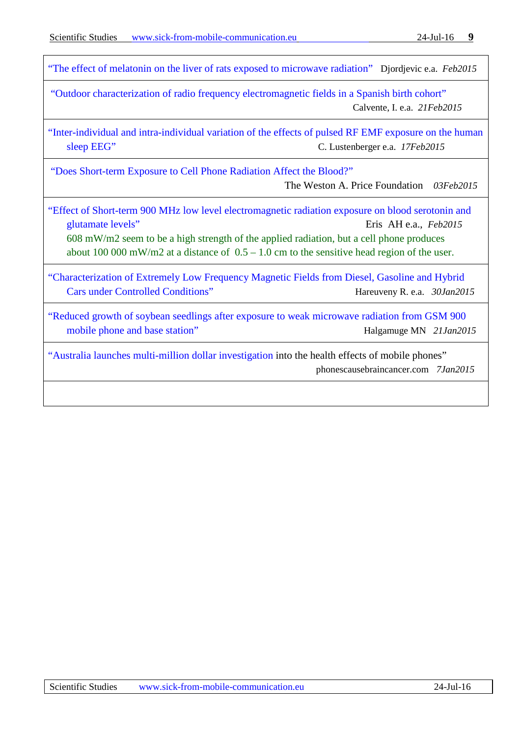| |
|---|
| "The effect of melatonin on the liver of rats exposed to microwave radiation" Djordjevic e.a. *Feb2015* |
| "Outdoor characterization of radio frequency electromagnetic fields in a Spanish birth cohort" Calvente, I. e.a. *21Feb2015* |
| "Inter-individual and intra-individual variation of the effects of pulsed RF EMF exposure on the human sleep EEG" C. Lustenberger e.a. *17Feb2015* |
| "Does Short-term Exposure to Cell Phone Radiation Affect the Blood?" The Weston A. Price Foundation *03Feb2015* |
| "Effect of Short-term 900 MHz low level electromagnetic radiation exposure on blood serotonin and glutamate levels" Eris AH e.a., *Feb2015*<br>608 mW/m2 seem to be a high strength of the applied radiation, but a cell phone produces about 100 000 mW/m2 at a distance of 0.5 – 1.0 cm to the sensitive head region of the user. |
| "Characterization of Extremely Low Frequency Magnetic Fields from Diesel, Gasoline and Hybrid Cars under Controlled Conditions" Hareuveny R. e.a. *30Jan2015* |
| "Reduced growth of soybean seedlings after exposure to weak microwave radiation from GSM 900 mobile phone and base station" Halgamuge MN *21Jan2015* |
| "Australia launches multi-million dollar investigation into the health effects of mobile phones" phonescausebraincancer.com *7Jan2015* |
| |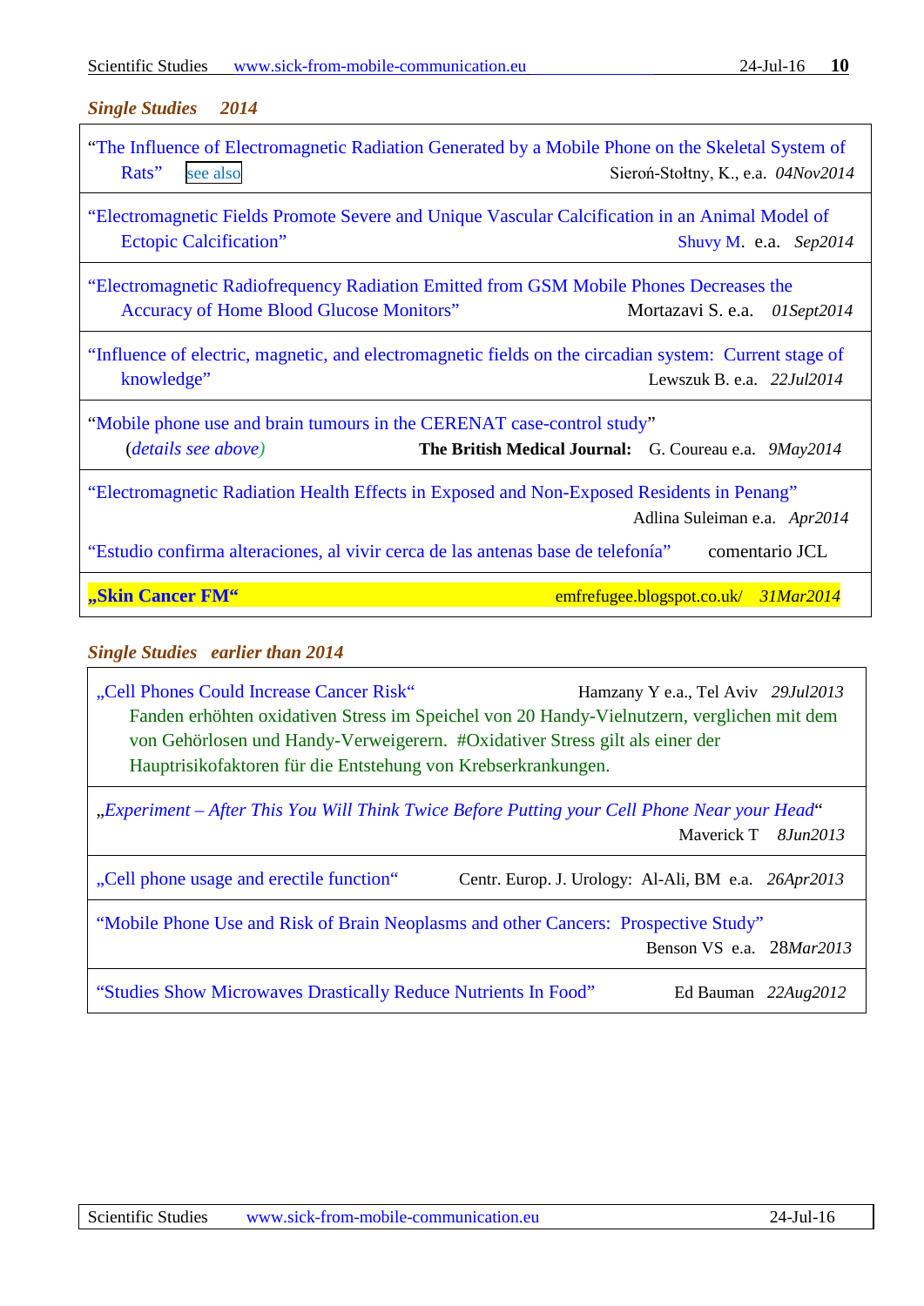## *Single Studies 2014*

"The Influence of Electromagnetic Radiation Generated by a Mobile Phone on the Skeletal System of Rats" see also — Sieroń-Stołtny, K., e.a. *04Nov2014*

"Electromagnetic Fields Promote Severe and Unique Vascular Calcification in an Animal Model of Ectopic Calcification" — Shuvy M. e.a. *Sep2014*

"Electromagnetic Radiofrequency Radiation Emitted from GSM Mobile Phones Decreases the Accuracy of Home Blood Glucose Monitors" — Mortazavi S. e.a. *01Sept2014*

"Influence of electric, magnetic, and electromagnetic fields on the circadian system: Current stage of knowledge" — Lewszuk B. e.a. *22Jul2014*

"Mobile phone use and brain tumours in the CERENAT case-control study" (*details see above*) — **The British Medical Journal:** G. Coureau e.a. *9May2014*

"Electromagnetic Radiation Health Effects in Exposed and Non-Exposed Residents in Penang" — Adlina Suleiman e.a. *Apr2014*

"Estudio confirma alteraciones, al vivir cerca de las antenas base de telefonía" comentario JCL

**„Skin Cancer FM"** — emfrefugee.blogspot.co.uk/ *31Mar2014*

## *Single Studies earlier than 2014*

„Cell Phones Could Increase Cancer Risk" — Hamzany Y e.a., Tel Aviv *29Jul2013*
Fanden erhöhten oxidativen Stress im Speichel von 20 Handy-Vielnutzern, verglichen mit dem von Gehörlosen und Handy-Verweigerern. #Oxidativer Stress gilt als einer der Hauptrisikofaktoren für die Entstehung von Krebserkrankungen.

„*Experiment – After This You Will Think Twice Before Putting your Cell Phone Near your Head*" — Maverick T *8Jun2013*

„Cell phone usage and erectile function" — Centr. Europ. J. Urology: Al-Ali, BM e.a. *26Apr2013*

"Mobile Phone Use and Risk of Brain Neoplasms and other Cancers: Prospective Study" — Benson VS e.a. 28*Mar2013*

"Studies Show Microwaves Drastically Reduce Nutrients In Food" — Ed Bauman *22Aug2012*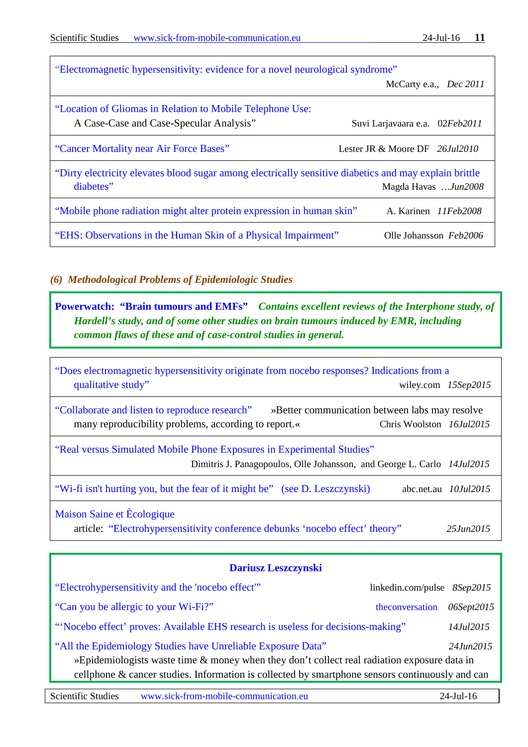| | |
|---|---|
| "Electromagnetic hypersensitivity: evidence for a novel neurological syndrome" | McCarty e.a., *Dec 2011* |
| "Location of Gliomas in Relation to Mobile Telephone Use: A Case-Case and Case-Specular Analysis" | Suvi Larjavaara e.a. 02*Feb2011* |
| "Cancer Mortality near Air Force Bases" | Lester JR & Moore DF *26Jul2010* |
| "Dirty electricity elevates blood sugar among electrically sensitive diabetics and may explain brittle diabetes" | Magda Havas *…Jun2008* |
| "Mobile phone radiation might alter protein expression in human skin" | A. Karinen *11Feb2008* |
| "EHS: Observations in the Human Skin of a Physical Impairment" | Olle Johansson *Feb2006* |

### *(6) Methodological Problems of Epidemiologic Studies*

**Powerwatch: "Brain tumours and EMFs"** ***Contains excellent reviews of the Interphone study, of Hardell's study, and of some other studies on brain tumours induced by EMR, including common flaws of these and of case-control studies in general.***

| | |
|---|---|
| "Does electromagnetic hypersensitivity originate from nocebo responses? Indications from a qualitative study" | wiley.com *15Sep2015* |
| "Collaborate and listen to reproduce research" »Better communication between labs may resolve many reproducibility problems, according to report.« | Chris Woolston *16Jul2015* |
| "Real versus Simulated Mobile Phone Exposures in Experimental Studies" | Dimitris J. Panagopoulos, Olle Johansson, and George L. Carlo *14Jul2015* |
| "Wi-fi isn't hurting you, but the fear of it might be" (see D. Leszczynski) | abc.net.au *10Jul2015* |
| Maison Saine et Ècologique article: "Electrohypersensitivity conference debunks 'nocebo effect' theory" | *25Jun2015* |

**Dariusz Leszczynski**

| | |
|---|---|
| "Electrohypersensitivity and the 'nocebo effect'" | linkedin.com/pulse *8Sep2015* |
| "Can you be allergic to your Wi-Fi?" | theconversation *06Sept2015* |
| "'Nocebo effect' proves: Available EHS research is useless for decisions-making" | *14Jul2015* |
| "All the Epidemiology Studies have Unreliable Exposure Data" »Epidemiologists waste time & money when they don't collect real radiation exposure data in cellphone & cancer studies. Information is collected by smartphone sensors continuously and can | *24Jun2015* |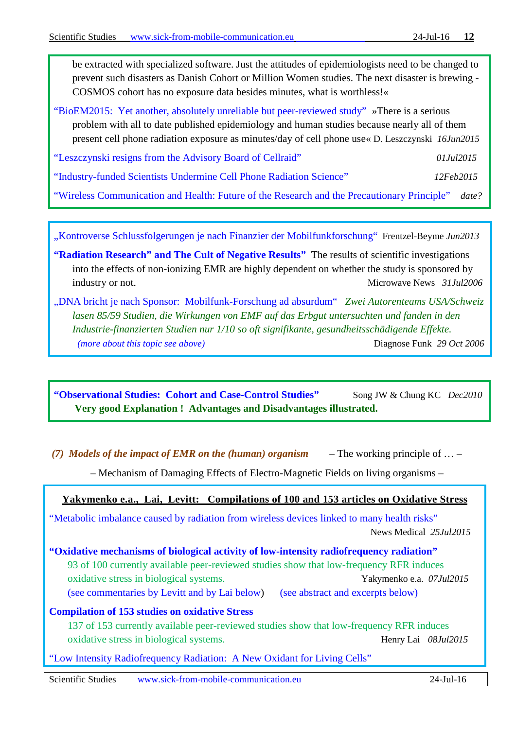be extracted with specialized software. Just the attitudes of epidemiologists need to be changed to prevent such disasters as Danish Cohort or Million Women studies. The next disaster is brewing - COSMOS cohort has no exposure data besides minutes, what is worthless!«

"BioEM2015: Yet another, absolutely unreliable but peer-reviewed study" »There is a serious problem with all to date published epidemiology and human studies because nearly all of them present cell phone radiation exposure as minutes/day of cell phone use« D. Leszczynski *16Jun2015*

"Leszczynski resigns from the Advisory Board of Cellraid" *01Jul2015*

"Industry-funded Scientists Undermine Cell Phone Radiation Science" *12Feb2015*

"Wireless Communication and Health: Future of the Research and the Precautionary Principle" *date?*

„Kontroverse Schlussfolgerungen je nach Finanzier der Mobilfunkforschung" Frentzel-Beyme *Jun2013*

**"Radiation Research" and The Cult of Negative Results"** The results of scientific investigations into the effects of non-ionizing EMR are highly dependent on whether the study is sponsored by industry or not. Microwave News *31Jul2006*

„DNA bricht je nach Sponsor: Mobilfunk-Forschung ad absurdum" *Zwei Autorenteams USA/Schweiz lasen 85/59 Studien, die Wirkungen von EMF auf das Erbgut untersuchten und fanden in den Industrie-finanzierten Studien nur 1/10 so oft signifikante, gesundheitsschädigende Effekte.* *(more about this topic see above)* Diagnose Funk *29 Oct 2006*

**"Observational Studies: Cohort and Case-Control Studies"** Song JW & Chung KC *Dec2010*
**Very good Explanation ! Advantages and Disadvantages illustrated.**

## *(7) Models of the impact of EMR on the (human) organism* – The working principle of … –

– Mechanism of Damaging Effects of Electro-Magnetic Fields on living organisms –

**Yakymenko e.a., Lai, Levitt: Compilations of 100 and 153 articles on Oxidative Stress**

"Metabolic imbalance caused by radiation from wireless devices linked to many health risks" News Medical *25Jul2015*

**"Oxidative mechanisms of biological activity of low-intensity radiofrequency radiation"**
93 of 100 currently available peer-reviewed studies show that low-frequency RFR induces oxidative stress in biological systems. Yakymenko e.a. *07Jul2015*
(see commentaries by Levitt and by Lai below) (see abstract and excerpts below)

**Compilation of 153 studies on oxidative Stress**
137 of 153 currently available peer-reviewed studies show that low-frequency RFR induces oxidative stress in biological systems. Henry Lai *08Jul2015*

"Low Intensity Radiofrequency Radiation: A New Oxidant for Living Cells"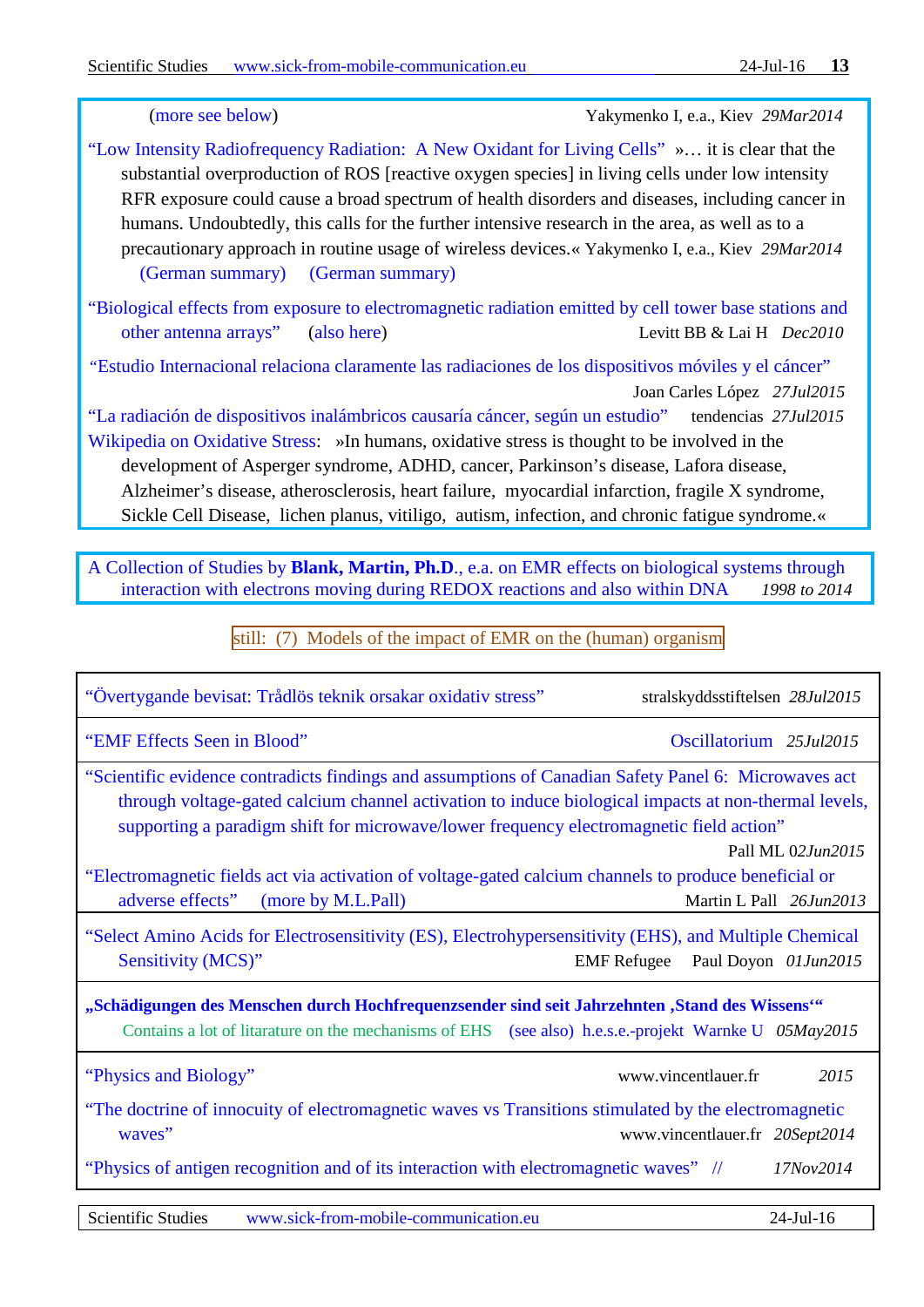(more see below) Yakymenko I, e.a., Kiev *29Mar2014*

"Low Intensity Radiofrequency Radiation: A New Oxidant for Living Cells" »… it is clear that the substantial overproduction of ROS [reactive oxygen species] in living cells under low intensity RFR exposure could cause a broad spectrum of health disorders and diseases, including cancer in humans. Undoubtedly, this calls for the further intensive research in the area, as well as to a precautionary approach in routine usage of wireless devices.« Yakymenko I, e.a., Kiev *29Mar2014* (German summary) (German summary)

"Biological effects from exposure to electromagnetic radiation emitted by cell tower base stations and other antenna arrays" (also here) Levitt BB & Lai H *Dec2010*

"Estudio Internacional relaciona claramente las radiaciones de los dispositivos móviles y el cáncer" Joan Carles López *27Jul2015*

"La radiación de dispositivos inalámbricos causaría cáncer, según un estudio" tendencias *27Jul2015*

Wikipedia on Oxidative Stress: »In humans, oxidative stress is thought to be involved in the development of Asperger syndrome, ADHD, cancer, Parkinson's disease, Lafora disease, Alzheimer's disease, atherosclerosis, heart failure, myocardial infarction, fragile X syndrome, Sickle Cell Disease, lichen planus, vitiligo, autism, infection, and chronic fatigue syndrome.«

A Collection of Studies by **Blank, Martin, Ph.D.**, e.a. on EMR effects on biological systems through interaction with electrons moving during REDOX reactions and also within DNA *1998 to 2014*

still: (7) Models of the impact of EMR on the (human) organism

"Övertygande bevisat: Trådlös teknik orsakar oxidativ stress" stralskyddsstiftelsen *28Jul2015*

"EMF Effects Seen in Blood" Oscillatorium *25Jul2015*

"Scientific evidence contradicts findings and assumptions of Canadian Safety Panel 6: Microwaves act through voltage-gated calcium channel activation to induce biological impacts at non-thermal levels, supporting a paradigm shift for microwave/lower frequency electromagnetic field action" Pall ML *02Jun2015*

"Electromagnetic fields act via activation of voltage-gated calcium channels to produce beneficial or adverse effects" (more by M.L.Pall) Martin L Pall *26Jun2013*

"Select Amino Acids for Electrosensitivity (ES), Electrohypersensitivity (EHS), and Multiple Chemical Sensitivity (MCS)" EMF Refugee Paul Doyon *01Jun2015*

**„Schädigungen des Menschen durch Hochfrequenzsender sind seit Jahrzehnten ‚Stand des Wissens'"**
Contains a lot of litarature on the mechanisms of EHS (see also) h.e.s.e.-projekt Warnke U *05May2015*

"Physics and Biology" www.vincentlauer.fr *2015*

"The doctrine of innocuity of electromagnetic waves vs Transitions stimulated by the electromagnetic waves" www.vincentlauer.fr *20Sept2014*

"Physics of antigen recognition and of its interaction with electromagnetic waves" // *17Nov2014*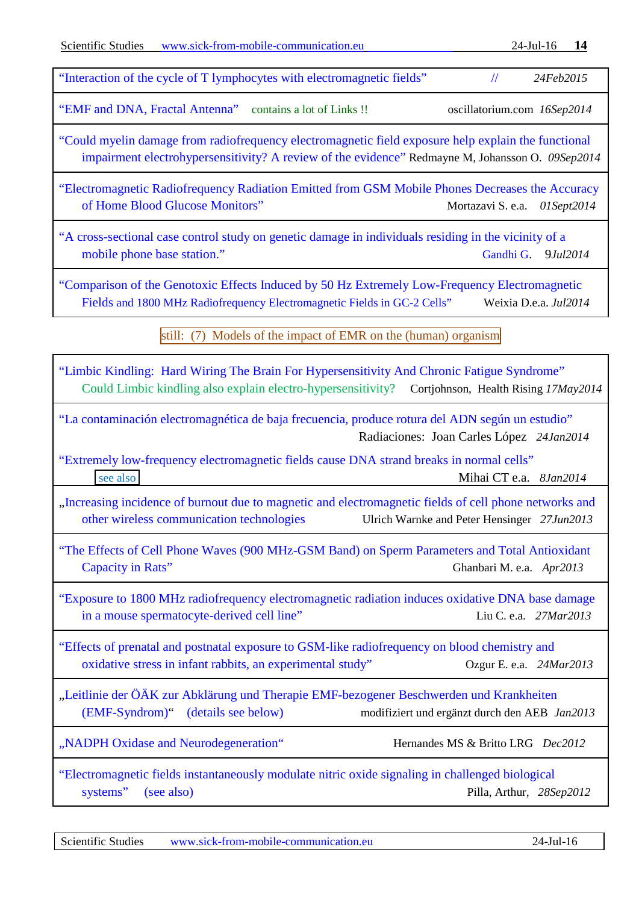| |
|---|
| "Interaction of the cycle of T lymphocytes with electromagnetic fields" // *24Feb2015* |
| "EMF and DNA, Fractal Antenna" contains a lot of Links !! oscillatorium.com *16Sep2014* |
| "Could myelin damage from radiofrequency electromagnetic field exposure help explain the functional impairment electrohypersensitivity? A review of the evidence" Redmayne M, Johansson O. *09Sep2014* |
| "Electromagnetic Radiofrequency Radiation Emitted from GSM Mobile Phones Decreases the Accuracy of Home Blood Glucose Monitors" Mortazavi S. e.a. *01Sept2014* |
| "A cross-sectional case control study on genetic damage in individuals residing in the vicinity of a mobile phone base station." Gandhi G. 9*Jul2014* |
| "Comparison of the Genotoxic Effects Induced by 50 Hz Extremely Low-Frequency Electromagnetic Fields and 1800 MHz Radiofrequency Electromagnetic Fields in GC-2 Cells" Weixia D.e.a. *Jul2014* |

still: (7) Models of the impact of EMR on the (human) organism

| |
|---|
| "Limbic Kindling: Hard Wiring The Brain For Hypersensitivity And Chronic Fatigue Syndrome" Could Limbic kindling also explain electro-hypersensitivity? Cortjohnson, Health Rising *17May2014* |
| "La contaminación electromagnética de baja frecuencia, produce rotura del ADN según un estudio" Radiaciones: Joan Carles López *24Jan2014* <br> "Extremely low-frequency electromagnetic fields cause DNA strand breaks in normal cells" see also Mihai CT e.a. *8Jan2014* |
| „Increasing incidence of burnout due to magnetic and electromagnetic fields of cell phone networks and other wireless communication technologies Ulrich Warnke and Peter Hensinger *27Jun2013* |
| "The Effects of Cell Phone Waves (900 MHz-GSM Band) on Sperm Parameters and Total Antioxidant Capacity in Rats" Ghanbari M. e.a. *Apr2013* |
| "Exposure to 1800 MHz radiofrequency electromagnetic radiation induces oxidative DNA base damage in a mouse spermatocyte-derived cell line" Liu C. e.a. *27Mar2013* |
| "Effects of prenatal and postnatal exposure to GSM-like radiofrequency on blood chemistry and oxidative stress in infant rabbits, an experimental study" Ozgur E. e.a. *24Mar2013* |
| „Leitlinie der ÖÄK zur Abklärung und Therapie EMF-bezogener Beschwerden und Krankheiten (EMF-Syndrom)" (details see below) modifiziert und ergänzt durch den AEB *Jan2013* |
| „NADPH Oxidase and Neurodegeneration" Hernandes MS & Britto LRG *Dec2012* |
| "Electromagnetic fields instantaneously modulate nitric oxide signaling in challenged biological systems" (see also) Pilla, Arthur, *28Sep2012* |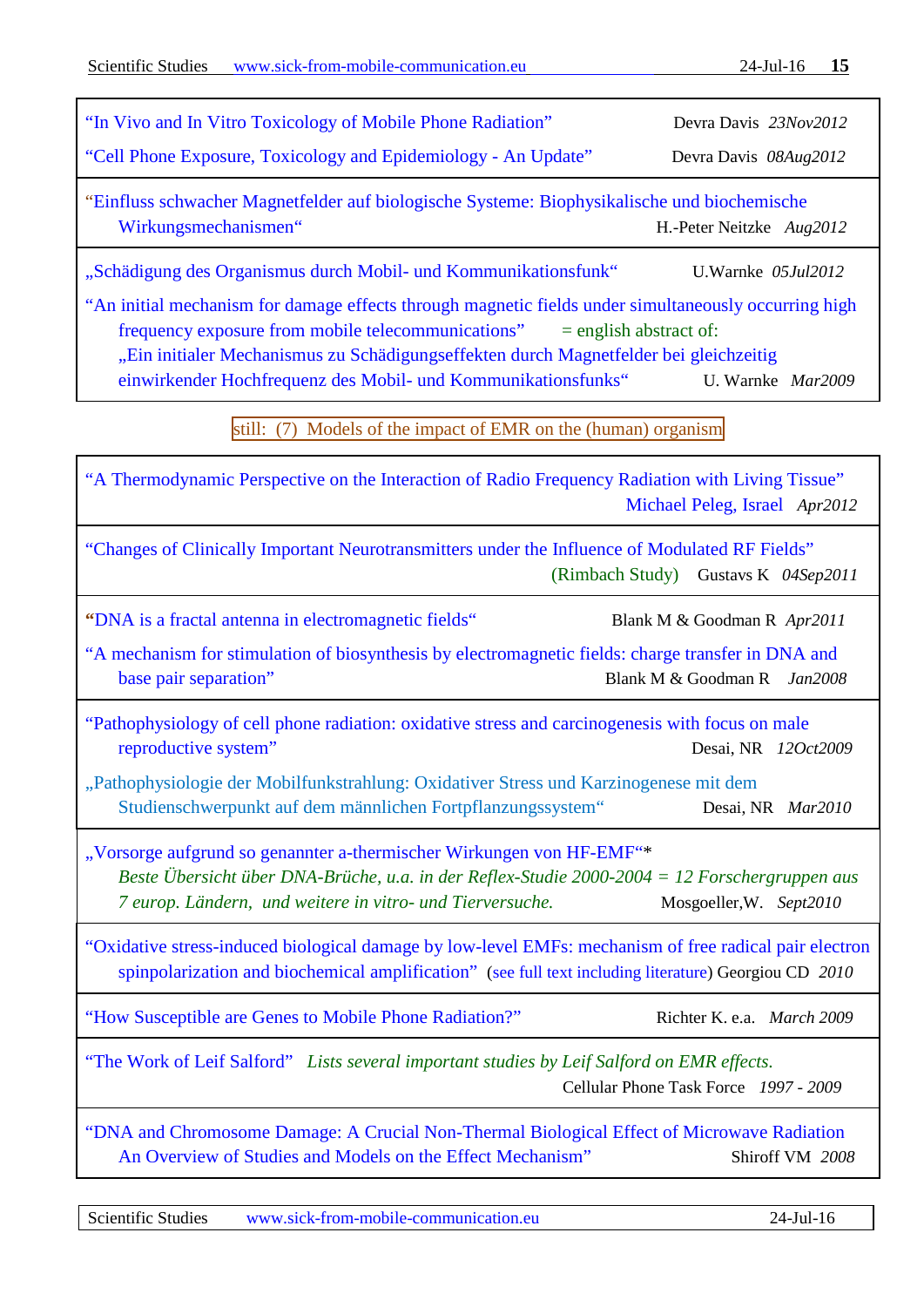"In Vivo and In Vitro Toxicology of Mobile Phone Radiation" Devra Davis *23Nov2012*

"Cell Phone Exposure, Toxicology and Epidemiology - An Update" Devra Davis *08Aug2012*

---

"Einfluss schwacher Magnetfelder auf biologische Systeme: Biophysikalische und biochemische Wirkungsmechanismen" H.-Peter Neitzke *Aug2012*

---

„Schädigung des Organismus durch Mobil- und Kommunikationsfunk" U.Warnke *05Jul2012*

"An initial mechanism for damage effects through magnetic fields under simultaneously occurring high frequency exposure from mobile telecommunications" = english abstract of: „Ein initialer Mechanismus zu Schädigungseffekten durch Magnetfelder bei gleichzeitig einwirkender Hochfrequenz des Mobil- und Kommunikationsfunks" U. Warnke *Mar2009*

---

still: (7) Models of the impact of EMR on the (human) organism

---

"A Thermodynamic Perspective on the Interaction of Radio Frequency Radiation with Living Tissue" Michael Peleg, Israel *Apr2012*

---

"Changes of Clinically Important Neurotransmitters under the Influence of Modulated RF Fields" (Rimbach Study) Gustavs K *04Sep2011*

---

"DNA is a fractal antenna in electromagnetic fields" Blank M & Goodman R *Apr2011*

"A mechanism for stimulation of biosynthesis by electromagnetic fields: charge transfer in DNA and base pair separation" Blank M & Goodman R *Jan2008*

---

"Pathophysiology of cell phone radiation: oxidative stress and carcinogenesis with focus on male reproductive system" Desai, NR *12Oct2009*

„Pathophysiologie der Mobilfunkstrahlung: Oxidativer Stress und Karzinogenese mit dem Studienschwerpunkt auf dem männlichen Fortpflanzungssystem" Desai, NR *Mar2010*

---

„Vorsorge aufgrund so genannter a-thermischer Wirkungen von HF-EMF"*
*Beste Übersicht über DNA-Brüche, u.a. in der Reflex-Studie 2000-2004 = 12 Forschergruppen aus 7 europ. Ländern, und weitere in vitro- und Tierversuche.* Mosgoeller,W. *Sept2010*

---

"Oxidative stress-induced biological damage by low-level EMFs: mechanism of free radical pair electron spinpolarization and biochemical amplification" (see full text including literature) Georgiou CD *2010*

---

"How Susceptible are Genes to Mobile Phone Radiation?" Richter K. e.a. *March 2009*

---

"The Work of Leif Salford" *Lists several important studies by Leif Salford on EMR effects.* Cellular Phone Task Force *1997 - 2009*

---

"DNA and Chromosome Damage: A Crucial Non-Thermal Biological Effect of Microwave Radiation An Overview of Studies and Models on the Effect Mechanism" Shiroff VM *2008*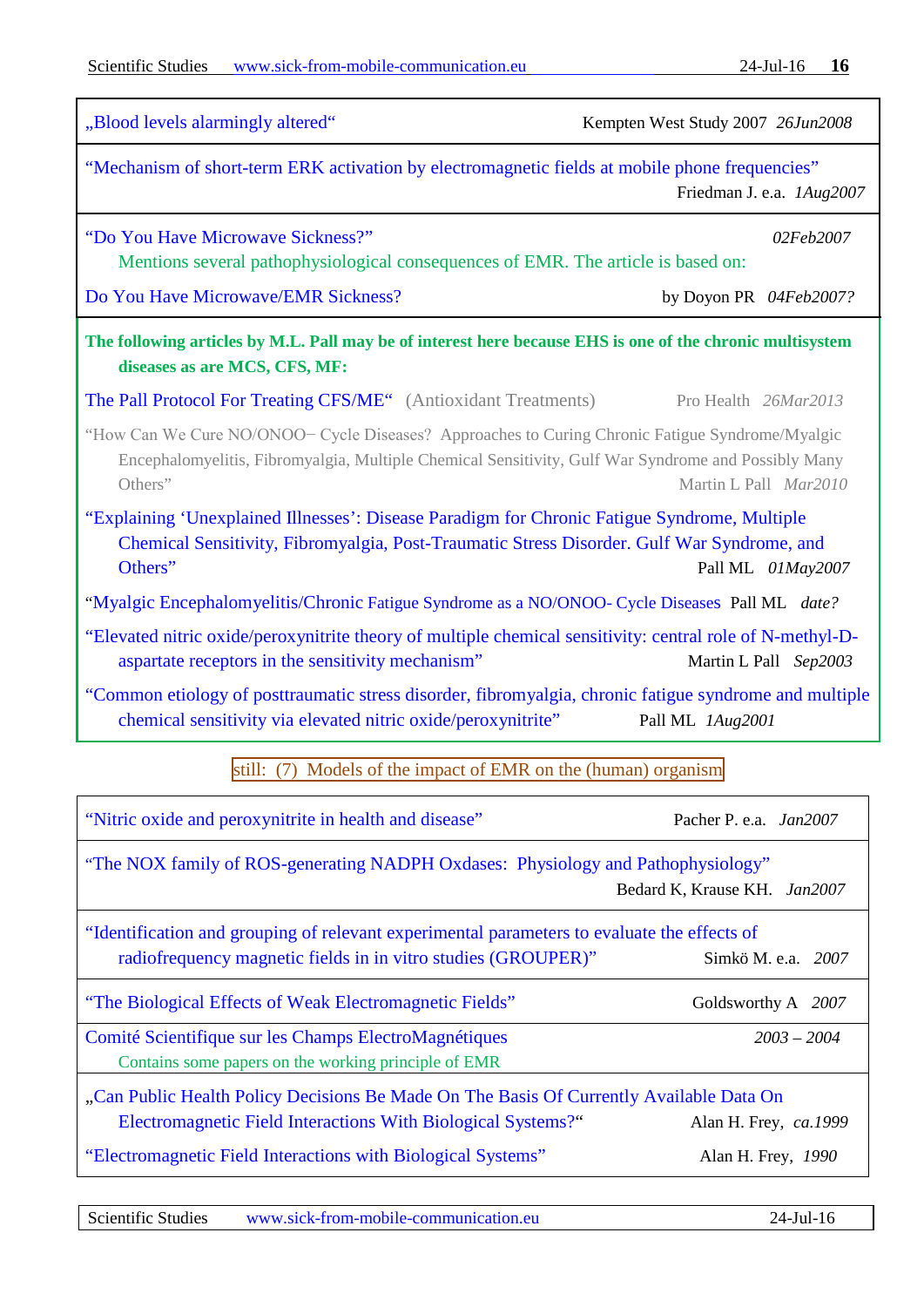„Blood levels alarmingly altered“ Kempten West Study 2007 *26Jun2008*

---

“Mechanism of short-term ERK activation by electromagnetic fields at mobile phone frequencies”
Friedman J. e.a. *1Aug2007*

---

“Do You Have Microwave Sickness?” *02Feb2007*

Mentions several pathophysiological consequences of EMR. The article is based on:

Do You Have Microwave/EMR Sickness? by Doyon PR *04Feb2007?*

---

**The following articles by M.L. Pall may be of interest here because EHS is one of the chronic multisystem diseases as are MCS, CFS, MF:**

The Pall Protocol For Treating CFS/ME“ (Antioxidant Treatments) Pro Health *26Mar2013*

“How Can We Cure NO/ONOO− Cycle Diseases? Approaches to Curing Chronic Fatigue Syndrome/Myalgic Encephalomyelitis, Fibromyalgia, Multiple Chemical Sensitivity, Gulf War Syndrome and Possibly Many Others” Martin L Pall *Mar2010*

“Explaining ‘Unexplained Illnesses’: Disease Paradigm for Chronic Fatigue Syndrome, Multiple Chemical Sensitivity, Fibromyalgia, Post-Traumatic Stress Disorder. Gulf War Syndrome, and Others” Pall ML *01May2007*

“Myalgic Encephalomyelitis/Chronic Fatigue Syndrome as a NO/ONOO- Cycle Diseases Pall ML *date?*

“Elevated nitric oxide/peroxynitrite theory of multiple chemical sensitivity: central role of N-methyl-D-aspartate receptors in the sensitivity mechanism” Martin L Pall *Sep2003*

“Common etiology of posttraumatic stress disorder, fibromyalgia, chronic fatigue syndrome and multiple chemical sensitivity via elevated nitric oxide/peroxynitrite” Pall ML *1Aug2001*

---

still: (7) Models of the impact of EMR on the (human) organism

---

“Nitric oxide and peroxynitrite in health and disease” Pacher P. e.a. *Jan2007*

---

“The NOX family of ROS-generating NADPH Oxdases: Physiology and Pathophysiology”
Bedard K, Krause KH. *Jan2007*

---

“Identification and grouping of relevant experimental parameters to evaluate the effects of radiofrequency magnetic fields in in vitro studies (GROUPER)” Simkö M. e.a. *2007*

---

“The Biological Effects of Weak Electromagnetic Fields” Goldsworthy A *2007*

---

Comité Scientifique sur les Champs ElectroMagnétiques *2003 – 2004*

Contains some papers on the working principle of EMR

---

„Can Public Health Policy Decisions Be Made On The Basis Of Currently Available Data On Electromagnetic Field Interactions With Biological Systems?“ Alan H. Frey, *ca.1999*

“Electromagnetic Field Interactions with Biological Systems” Alan H. Frey, *1990*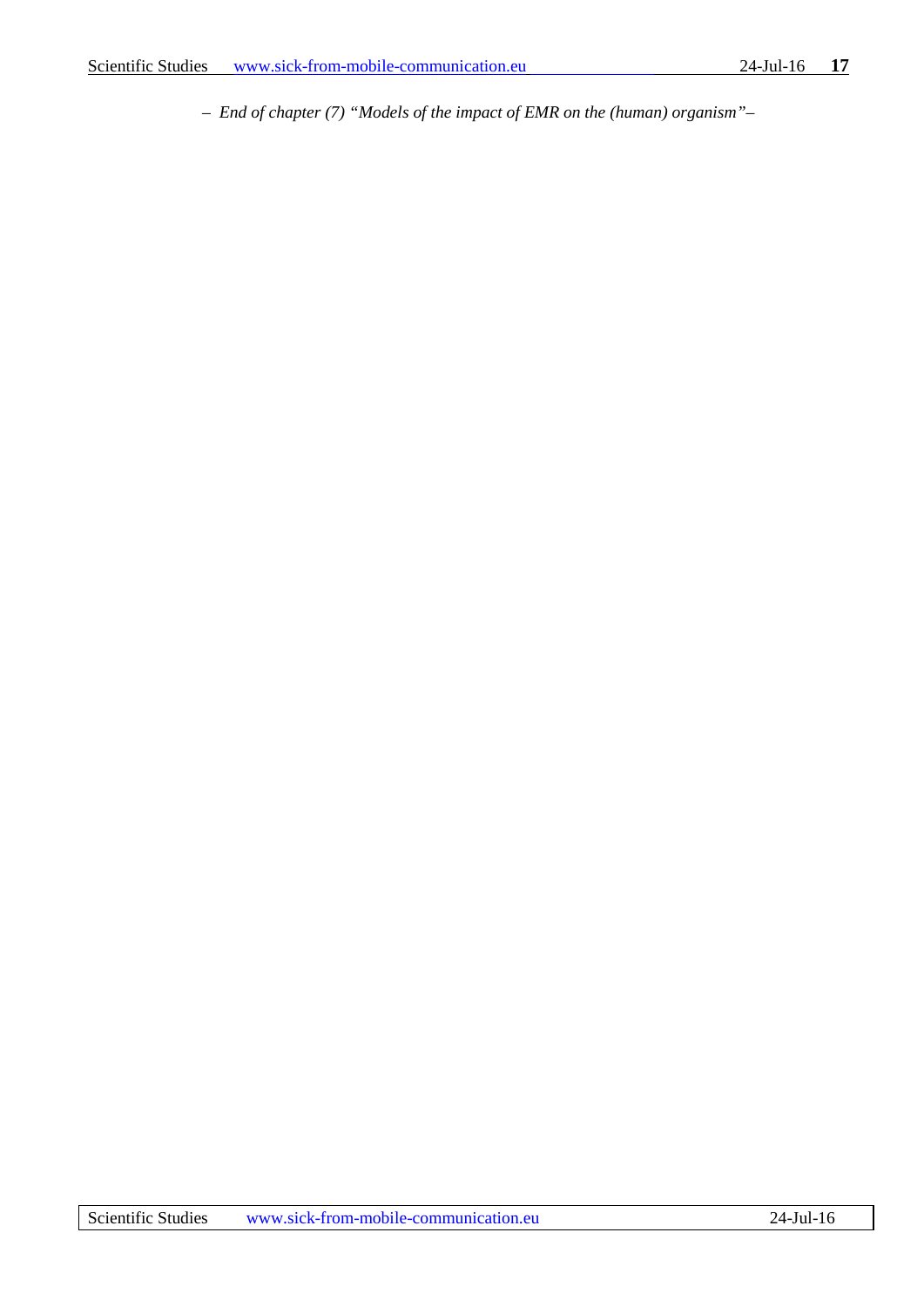– *End of chapter (7) "Models of the impact of EMR on the (human) organism"*–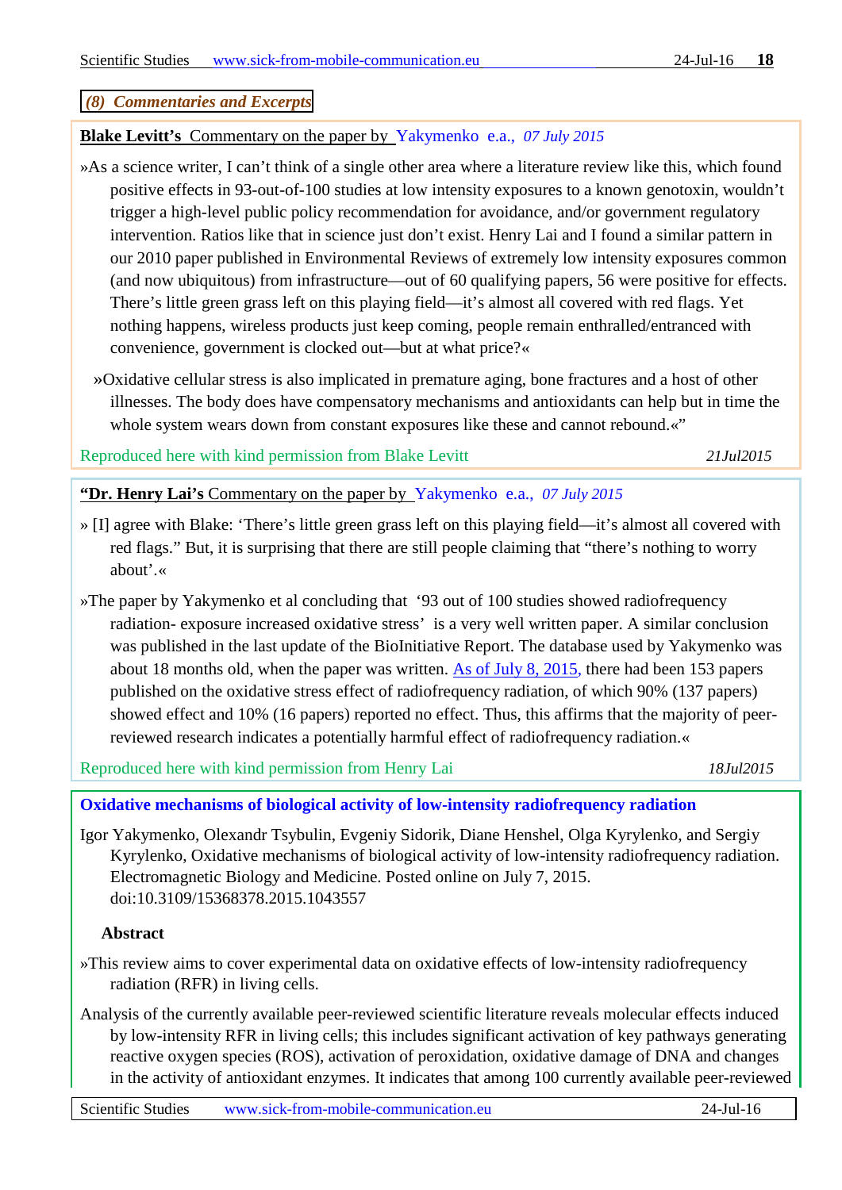## *(8) Commentaries and Excerpts*

**Blake Levitt's** Commentary on the paper by Yakymenko e.a., *07 July 2015*

»As a science writer, I can't think of a single other area where a literature review like this, which found positive effects in 93-out-of-100 studies at low intensity exposures to a known genotoxin, wouldn't trigger a high-level public policy recommendation for avoidance, and/or government regulatory intervention. Ratios like that in science just don't exist. Henry Lai and I found a similar pattern in our 2010 paper published in Environmental Reviews of extremely low intensity exposures common (and now ubiquitous) from infrastructure—out of 60 qualifying papers, 56 were positive for effects. There's little green grass left on this playing field—it's almost all covered with red flags. Yet nothing happens, wireless products just keep coming, people remain enthralled/entranced with convenience, government is clocked out—but at what price?«

»Oxidative cellular stress is also implicated in premature aging, bone fractures and a host of other illnesses. The body does have compensatory mechanisms and antioxidants can help but in time the whole system wears down from constant exposures like these and cannot rebound.«"

Reproduced here with kind permission from Blake Levitt *21Jul2015*

**"Dr. Henry Lai's** Commentary on the paper by Yakymenko e.a., *07 July 2015*

» [I] agree with Blake: 'There's little green grass left on this playing field—it's almost all covered with red flags." But, it is surprising that there are still people claiming that "there's nothing to worry about'.«

»The paper by Yakymenko et al concluding that '93 out of 100 studies showed radiofrequency radiation- exposure increased oxidative stress' is a very well written paper. A similar conclusion was published in the last update of the BioInitiative Report. The database used by Yakymenko was about 18 months old, when the paper was written. As of July 8, 2015, there had been 153 papers published on the oxidative stress effect of radiofrequency radiation, of which 90% (137 papers) showed effect and 10% (16 papers) reported no effect. Thus, this affirms that the majority of peer-reviewed research indicates a potentially harmful effect of radiofrequency radiation.«

Reproduced here with kind permission from Henry Lai *18Jul2015*

**Oxidative mechanisms of biological activity of low-intensity radiofrequency radiation**

Igor Yakymenko, Olexandr Tsybulin, Evgeniy Sidorik, Diane Henshel, Olga Kyrylenko, and Sergiy Kyrylenko, Oxidative mechanisms of biological activity of low-intensity radiofrequency radiation. Electromagnetic Biology and Medicine. Posted online on July 7, 2015. doi:10.3109/15368378.2015.1043557

**Abstract**

»This review aims to cover experimental data on oxidative effects of low-intensity radiofrequency radiation (RFR) in living cells.

Analysis of the currently available peer-reviewed scientific literature reveals molecular effects induced by low-intensity RFR in living cells; this includes significant activation of key pathways generating reactive oxygen species (ROS), activation of peroxidation, oxidative damage of DNA and changes in the activity of antioxidant enzymes. It indicates that among 100 currently available peer-reviewed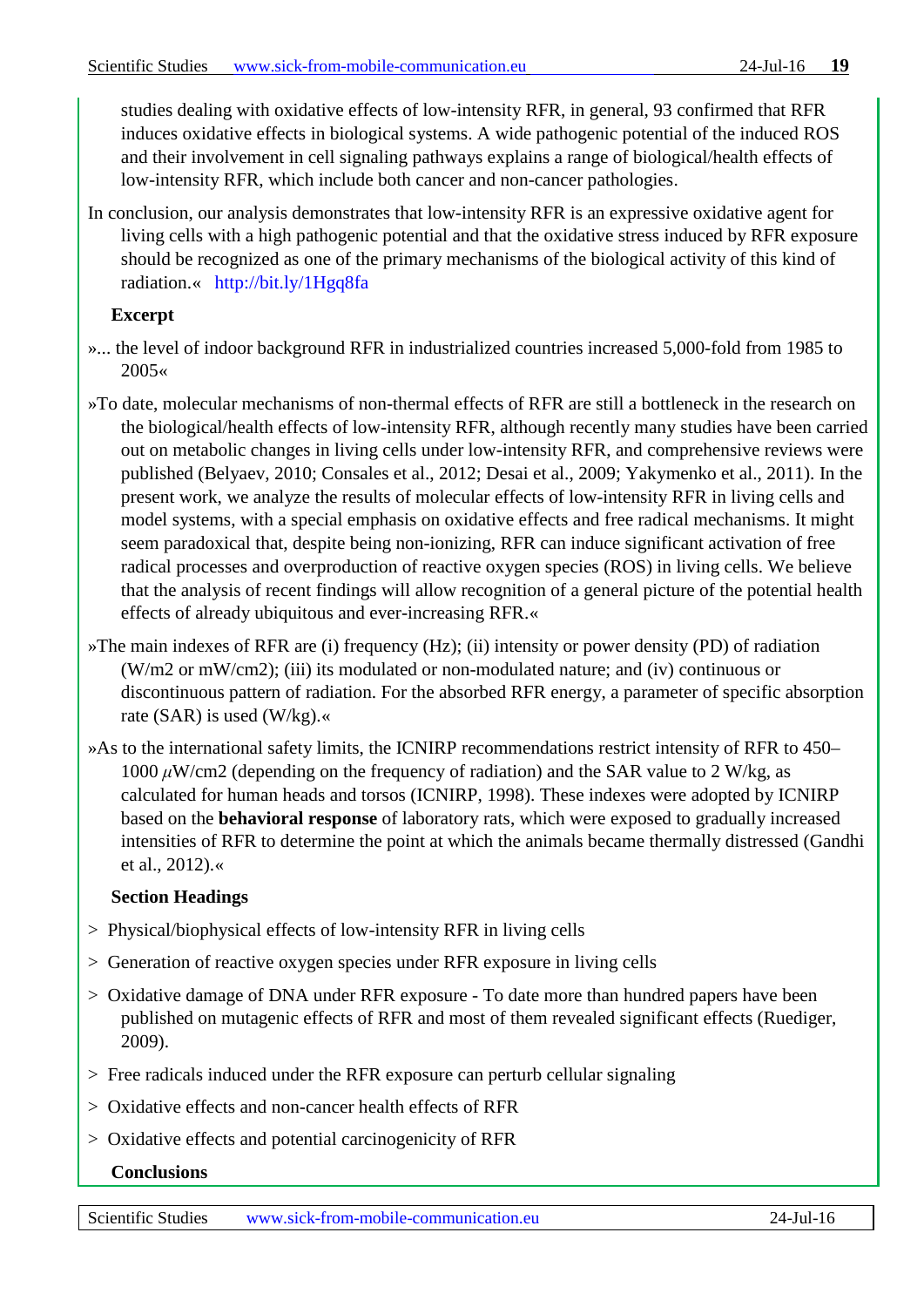studies dealing with oxidative effects of low-intensity RFR, in general, 93 confirmed that RFR induces oxidative effects in biological systems. A wide pathogenic potential of the induced ROS and their involvement in cell signaling pathways explains a range of biological/health effects of low-intensity RFR, which include both cancer and non-cancer pathologies.

In conclusion, our analysis demonstrates that low-intensity RFR is an expressive oxidative agent for living cells with a high pathogenic potential and that the oxidative stress induced by RFR exposure should be recognized as one of the primary mechanisms of the biological activity of this kind of radiation.« http://bit.ly/1Hgq8fa

**Excerpt**

»... the level of indoor background RFR in industrialized countries increased 5,000-fold from 1985 to 2005«

»To date, molecular mechanisms of non-thermal effects of RFR are still a bottleneck in the research on the biological/health effects of low-intensity RFR, although recently many studies have been carried out on metabolic changes in living cells under low-intensity RFR, and comprehensive reviews were published (Belyaev, 2010; Consales et al., 2012; Desai et al., 2009; Yakymenko et al., 2011). In the present work, we analyze the results of molecular effects of low-intensity RFR in living cells and model systems, with a special emphasis on oxidative effects and free radical mechanisms. It might seem paradoxical that, despite being non-ionizing, RFR can induce significant activation of free radical processes and overproduction of reactive oxygen species (ROS) in living cells. We believe that the analysis of recent findings will allow recognition of a general picture of the potential health effects of already ubiquitous and ever-increasing RFR.«

»The main indexes of RFR are (i) frequency (Hz); (ii) intensity or power density (PD) of radiation (W/m2 or mW/cm2); (iii) its modulated or non-modulated nature; and (iv) continuous or discontinuous pattern of radiation. For the absorbed RFR energy, a parameter of specific absorption rate (SAR) is used (W/kg).«

»As to the international safety limits, the ICNIRP recommendations restrict intensity of RFR to 450–1000 $\mu$W/cm2 (depending on the frequency of radiation) and the SAR value to 2 W/kg, as calculated for human heads and torsos (ICNIRP, 1998). These indexes were adopted by ICNIRP based on the **behavioral response** of laboratory rats, which were exposed to gradually increased intensities of RFR to determine the point at which the animals became thermally distressed (Gandhi et al., 2012).«

**Section Headings**

> Physical/biophysical effects of low-intensity RFR in living cells

> Generation of reactive oxygen species under RFR exposure in living cells

> Oxidative damage of DNA under RFR exposure - To date more than hundred papers have been published on mutagenic effects of RFR and most of them revealed significant effects (Ruediger, 2009).

> Free radicals induced under the RFR exposure can perturb cellular signaling

> Oxidative effects and non-cancer health effects of RFR

> Oxidative effects and potential carcinogenicity of RFR

**Conclusions**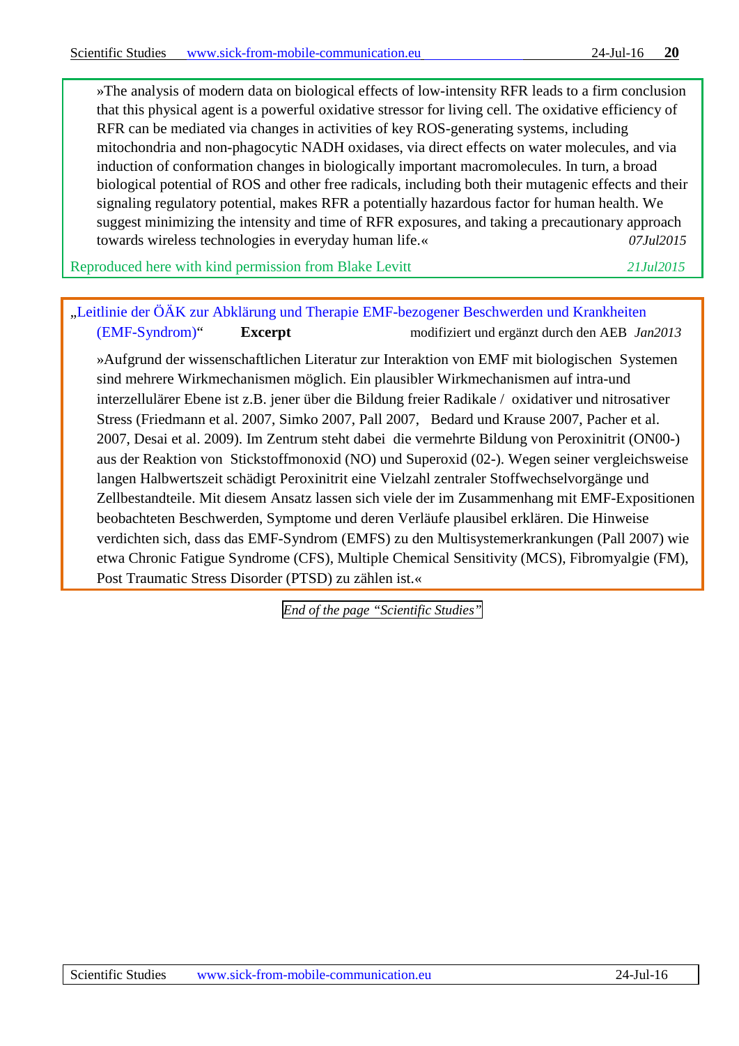»The analysis of modern data on biological effects of low-intensity RFR leads to a firm conclusion that this physical agent is a powerful oxidative stressor for living cell. The oxidative efficiency of RFR can be mediated via changes in activities of key ROS-generating systems, including mitochondria and non-phagocytic NADH oxidases, via direct effects on water molecules, and via induction of conformation changes in biologically important macromolecules. In turn, a broad biological potential of ROS and other free radicals, including both their mutagenic effects and their signaling regulatory potential, makes RFR a potentially hazardous factor for human health. We suggest minimizing the intensity and time of RFR exposures, and taking a precautionary approach towards wireless technologies in everyday human life.« *07Jul2015*

Reproduced here with kind permission from Blake Levitt *21Jul2015*

„Leitlinie der ÖÄK zur Abklärung und Therapie EMF-bezogener Beschwerden und Krankheiten (EMF-Syndrom)“ **Excerpt** modifiziert und ergänzt durch den AEB *Jan2013*

»Aufgrund der wissenschaftlichen Literatur zur Interaktion von EMF mit biologischen Systemen sind mehrere Wirkmechanismen möglich. Ein plausibler Wirkmechanismen auf intra-und interzellulärer Ebene ist z.B. jener über die Bildung freier Radikale / oxidativer und nitrosativer Stress (Friedmann et al. 2007, Simko 2007, Pall 2007, Bedard und Krause 2007, Pacher et al. 2007, Desai et al. 2009). Im Zentrum steht dabei die vermehrte Bildung von Peroxinitrit (ON00-) aus der Reaktion von Stickstoffmonoxid (NO) und Superoxid (02-). Wegen seiner vergleichsweise langen Halbwertszeit schädigt Peroxinitrit eine Vielzahl zentraler Stoffwechselvorgänge und Zellbestandteile. Mit diesem Ansatz lassen sich viele der im Zusammenhang mit EMF-Expositionen beobachteten Beschwerden, Symptome und deren Verläufe plausibel erklären. Die Hinweise verdichten sich, dass das EMF-Syndrom (EMFS) zu den Multisystemerkrankungen (Pall 2007) wie etwa Chronic Fatigue Syndrome (CFS), Multiple Chemical Sensitivity (MCS), Fibromyalgie (FM), Post Traumatic Stress Disorder (PTSD) zu zählen ist.«

*End of the page “Scientific Studies”*